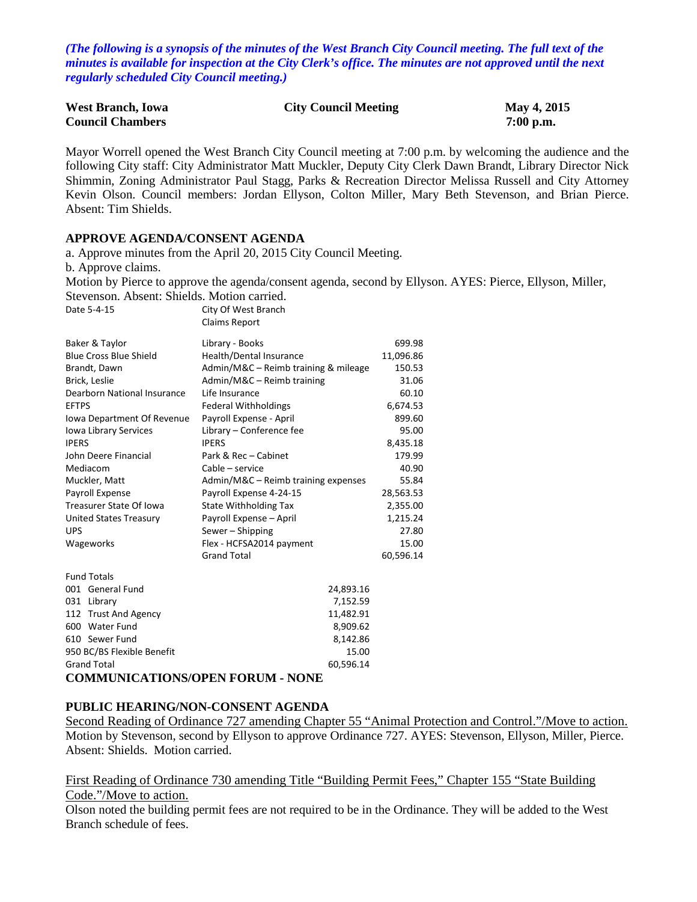*(The following is a synopsis of the minutes of the West Branch City Council meeting. The full text of the minutes is available for inspection at the City Clerk's office. The minutes are not approved until the next regularly scheduled City Council meeting.)*

**West Branch, Iowa** **City Council Meeting** **May 4, 2015**
**Council Chambers** **7:00 p.m.**

Mayor Worrell opened the West Branch City Council meeting at 7:00 p.m. by welcoming the audience and the following City staff: City Administrator Matt Muckler, Deputy City Clerk Dawn Brandt, Library Director Nick Shimmin, Zoning Administrator Paul Stagg, Parks & Recreation Director Melissa Russell and City Attorney Kevin Olson. Council members: Jordan Ellyson, Colton Miller, Mary Beth Stevenson, and Brian Pierce. Absent: Tim Shields.

**APPROVE AGENDA/CONSENT AGENDA**

a. Approve minutes from the April 20, 2015 City Council Meeting.
b. Approve claims.
Motion by Pierce to approve the agenda/consent agenda, second by Ellyson. AYES: Pierce, Ellyson, Miller, Stevenson. Absent: Shields. Motion carried.

Date 5-4-15 City Of West Branch
Claims Report

| | | |
|---|---|---|
| Baker & Taylor | Library - Books | 699.98 |
| Blue Cross Blue Shield | Health/Dental Insurance | 11,096.86 |
| Brandt, Dawn | Admin/M&C – Reimb training & mileage | 150.53 |
| Brick, Leslie | Admin/M&C – Reimb training | 31.06 |
| Dearborn National Insurance | Life Insurance | 60.10 |
| EFTPS | Federal Withholdings | 6,674.53 |
| Iowa Department Of Revenue | Payroll Expense - April | 899.60 |
| Iowa Library Services | Library – Conference fee | 95.00 |
| IPERS | IPERS | 8,435.18 |
| John Deere Financial | Park & Rec – Cabinet | 179.99 |
| Mediacom | Cable – service | 40.90 |
| Muckler, Matt | Admin/M&C – Reimb training expenses | 55.84 |
| Payroll Expense | Payroll Expense 4-24-15 | 28,563.53 |
| Treasurer State Of Iowa | State Withholding Tax | 2,355.00 |
| United States Treasury | Payroll Expense – April | 1,215.24 |
| UPS | Sewer – Shipping | 27.80 |
| Wageworks | Flex - HCFSA2014 payment | 15.00 |
| | Grand Total | 60,596.14 |

| Fund Totals | |
|---|---|
| 001 General Fund | 24,893.16 |
| 031 Library | 7,152.59 |
| 112 Trust And Agency | 11,482.91 |
| 600 Water Fund | 8,909.62 |
| 610 Sewer Fund | 8,142.86 |
| 950 BC/BS Flexible Benefit | 15.00 |
| Grand Total | 60,596.14 |

**COMMUNICATIONS/OPEN FORUM - NONE**

**PUBLIC HEARING/NON-CONSENT AGENDA**

Second Reading of Ordinance 727 amending Chapter 55 "Animal Protection and Control."/Move to action.
Motion by Stevenson, second by Ellyson to approve Ordinance 727. AYES: Stevenson, Ellyson, Miller, Pierce. Absent: Shields. Motion carried.

First Reading of Ordinance 730 amending Title "Building Permit Fees," Chapter 155 "State Building Code."/Move to action.
Olson noted the building permit fees are not required to be in the Ordinance. They will be added to the West Branch schedule of fees.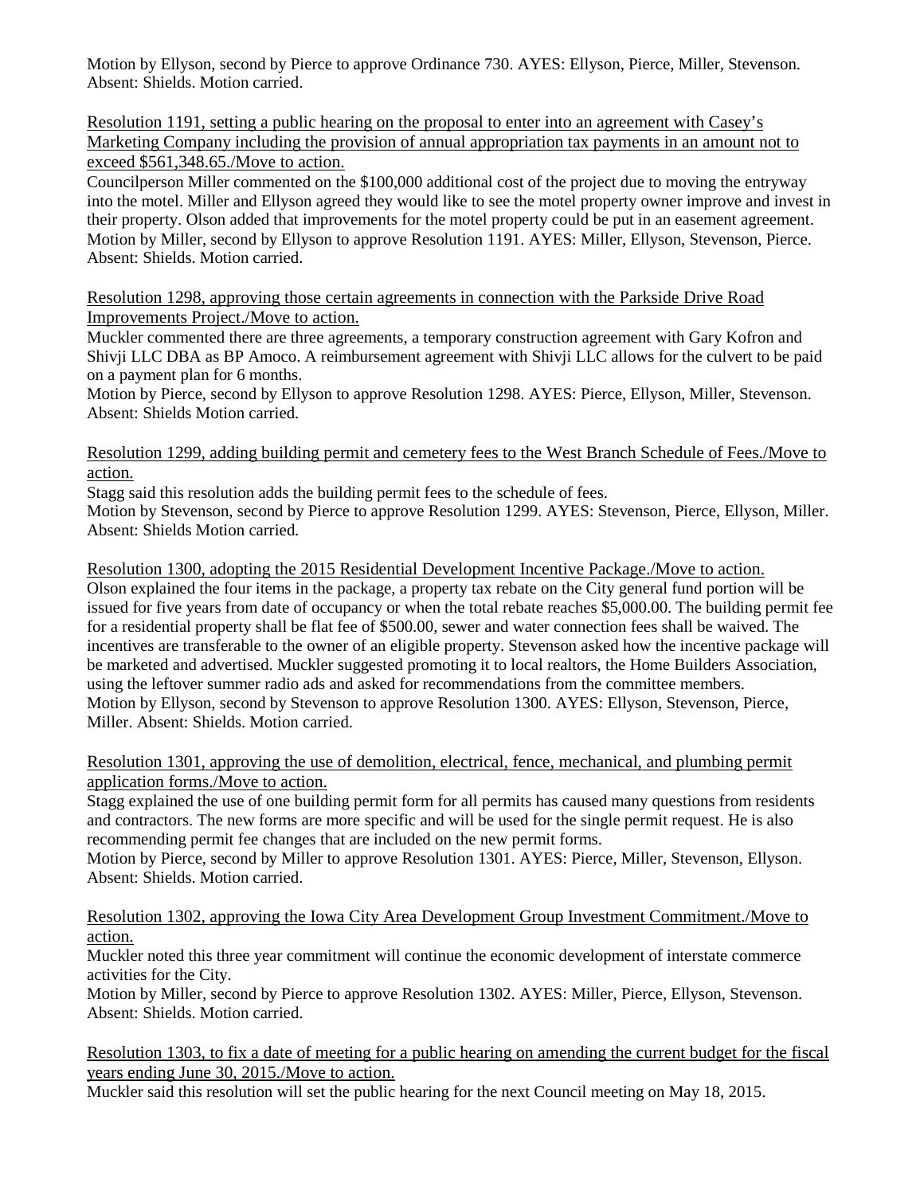Motion by Ellyson, second by Pierce to approve Ordinance 730. AYES: Ellyson, Pierce, Miller, Stevenson. Absent: Shields. Motion carried.

<u>Resolution 1191, setting a public hearing on the proposal to enter into an agreement with Casey's Marketing Company including the provision of annual appropriation tax payments in an amount not to exceed $561,348.65./Move to action.</u>

Councilperson Miller commented on the $100,000 additional cost of the project due to moving the entryway into the motel. Miller and Ellyson agreed they would like to see the motel property owner improve and invest in their property. Olson added that improvements for the motel property could be put in an easement agreement. Motion by Miller, second by Ellyson to approve Resolution 1191. AYES: Miller, Ellyson, Stevenson, Pierce. Absent: Shields. Motion carried.

<u>Resolution 1298, approving those certain agreements in connection with the Parkside Drive Road Improvements Project./Move to action.</u>

Muckler commented there are three agreements, a temporary construction agreement with Gary Kofron and Shivji LLC DBA as BP Amoco. A reimbursement agreement with Shivji LLC allows for the culvert to be paid on a payment plan for 6 months.

Motion by Pierce, second by Ellyson to approve Resolution 1298. AYES: Pierce, Ellyson, Miller, Stevenson. Absent: Shields Motion carried.

<u>Resolution 1299, adding building permit and cemetery fees to the West Branch Schedule of Fees./Move to action.</u>

Stagg said this resolution adds the building permit fees to the schedule of fees.

Motion by Stevenson, second by Pierce to approve Resolution 1299. AYES: Stevenson, Pierce, Ellyson, Miller. Absent: Shields Motion carried.

<u>Resolution 1300, adopting the 2015 Residential Development Incentive Package./Move to action.</u>

Olson explained the four items in the package, a property tax rebate on the City general fund portion will be issued for five years from date of occupancy or when the total rebate reaches $5,000.00. The building permit fee for a residential property shall be flat fee of $500.00, sewer and water connection fees shall be waived. The incentives are transferable to the owner of an eligible property. Stevenson asked how the incentive package will be marketed and advertised. Muckler suggested promoting it to local realtors, the Home Builders Association, using the leftover summer radio ads and asked for recommendations from the committee members.

Motion by Ellyson, second by Stevenson to approve Resolution 1300. AYES: Ellyson, Stevenson, Pierce, Miller. Absent: Shields. Motion carried.

<u>Resolution 1301, approving the use of demolition, electrical, fence, mechanical, and plumbing permit application forms./Move to action.</u>

Stagg explained the use of one building permit form for all permits has caused many questions from residents and contractors. The new forms are more specific and will be used for the single permit request. He is also recommending permit fee changes that are included on the new permit forms.

Motion by Pierce, second by Miller to approve Resolution 1301. AYES: Pierce, Miller, Stevenson, Ellyson. Absent: Shields. Motion carried.

<u>Resolution 1302, approving the Iowa City Area Development Group Investment Commitment./Move to action.</u>

Muckler noted this three year commitment will continue the economic development of interstate commerce activities for the City.

Motion by Miller, second by Pierce to approve Resolution 1302. AYES: Miller, Pierce, Ellyson, Stevenson. Absent: Shields. Motion carried.

<u>Resolution 1303, to fix a date of meeting for a public hearing on amending the current budget for the fiscal years ending June 30, 2015./Move to action.</u>

Muckler said this resolution will set the public hearing for the next Council meeting on May 18, 2015.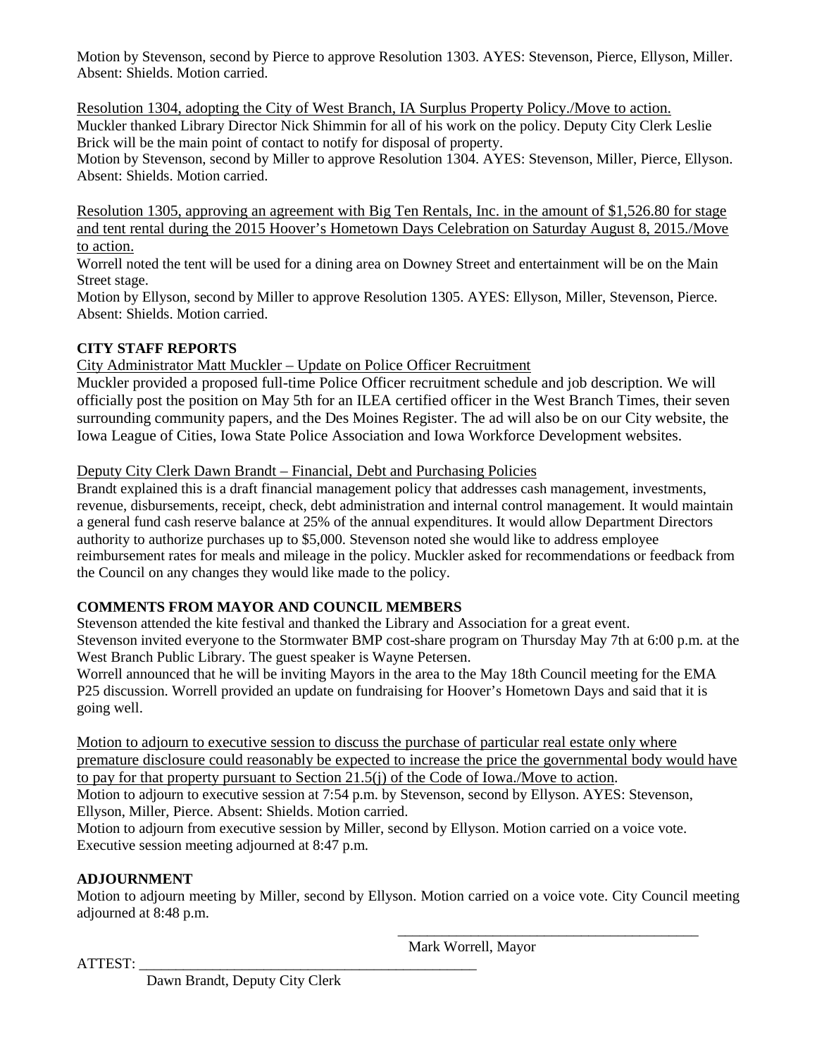Motion by Stevenson, second by Pierce to approve Resolution 1303. AYES: Stevenson, Pierce, Ellyson, Miller. Absent: Shields. Motion carried.

Resolution 1304, adopting the City of West Branch, IA Surplus Property Policy./Move to action.

Muckler thanked Library Director Nick Shimmin for all of his work on the policy. Deputy City Clerk Leslie Brick will be the main point of contact to notify for disposal of property.

Motion by Stevenson, second by Miller to approve Resolution 1304. AYES: Stevenson, Miller, Pierce, Ellyson. Absent: Shields. Motion carried.

Resolution 1305, approving an agreement with Big Ten Rentals, Inc. in the amount of $1,526.80 for stage and tent rental during the 2015 Hoover's Hometown Days Celebration on Saturday August 8, 2015./Move to action.

Worrell noted the tent will be used for a dining area on Downey Street and entertainment will be on the Main Street stage.

Motion by Ellyson, second by Miller to approve Resolution 1305. AYES: Ellyson, Miller, Stevenson, Pierce. Absent: Shields. Motion carried.

**CITY STAFF REPORTS**

City Administrator Matt Muckler – Update on Police Officer Recruitment

Muckler provided a proposed full-time Police Officer recruitment schedule and job description. We will officially post the position on May 5th for an ILEA certified officer in the West Branch Times, their seven surrounding community papers, and the Des Moines Register. The ad will also be on our City website, the Iowa League of Cities, Iowa State Police Association and Iowa Workforce Development websites.

Deputy City Clerk Dawn Brandt – Financial, Debt and Purchasing Policies

Brandt explained this is a draft financial management policy that addresses cash management, investments, revenue, disbursements, receipt, check, debt administration and internal control management. It would maintain a general fund cash reserve balance at 25% of the annual expenditures. It would allow Department Directors authority to authorize purchases up to $5,000. Stevenson noted she would like to address employee reimbursement rates for meals and mileage in the policy. Muckler asked for recommendations or feedback from the Council on any changes they would like made to the policy.

**COMMENTS FROM MAYOR AND COUNCIL MEMBERS**

Stevenson attended the kite festival and thanked the Library and Association for a great event.

Stevenson invited everyone to the Stormwater BMP cost-share program on Thursday May 7th at 6:00 p.m. at the West Branch Public Library. The guest speaker is Wayne Petersen.

Worrell announced that he will be inviting Mayors in the area to the May 18th Council meeting for the EMA P25 discussion. Worrell provided an update on fundraising for Hoover's Hometown Days and said that it is going well.

Motion to adjourn to executive session to discuss the purchase of particular real estate only where premature disclosure could reasonably be expected to increase the price the governmental body would have to pay for that property pursuant to Section 21.5(j) of the Code of Iowa./Move to action.

Motion to adjourn to executive session at 7:54 p.m. by Stevenson, second by Ellyson. AYES: Stevenson, Ellyson, Miller, Pierce. Absent: Shields. Motion carried.

Motion to adjourn from executive session by Miller, second by Ellyson. Motion carried on a voice vote. Executive session meeting adjourned at 8:47 p.m.

**ADJOURNMENT**

Motion to adjourn meeting by Miller, second by Ellyson. Motion carried on a voice vote. City Council meeting adjourned at 8:48 p.m.

\_\_\_\_\_\_\_\_\_\_\_\_\_\_\_\_\_\_\_\_\_\_\_\_\_\_\_\_\_\_\_\_\_\_\_\_\_\_\_\_\_\_

Mark Worrell, Mayor

ATTEST: \_\_\_\_\_\_\_\_\_\_\_\_\_\_\_\_\_\_\_\_\_\_\_\_\_\_\_\_\_\_\_\_\_\_\_\_\_\_\_\_\_\_\_\_\_\_\_\_

Dawn Brandt, Deputy City Clerk